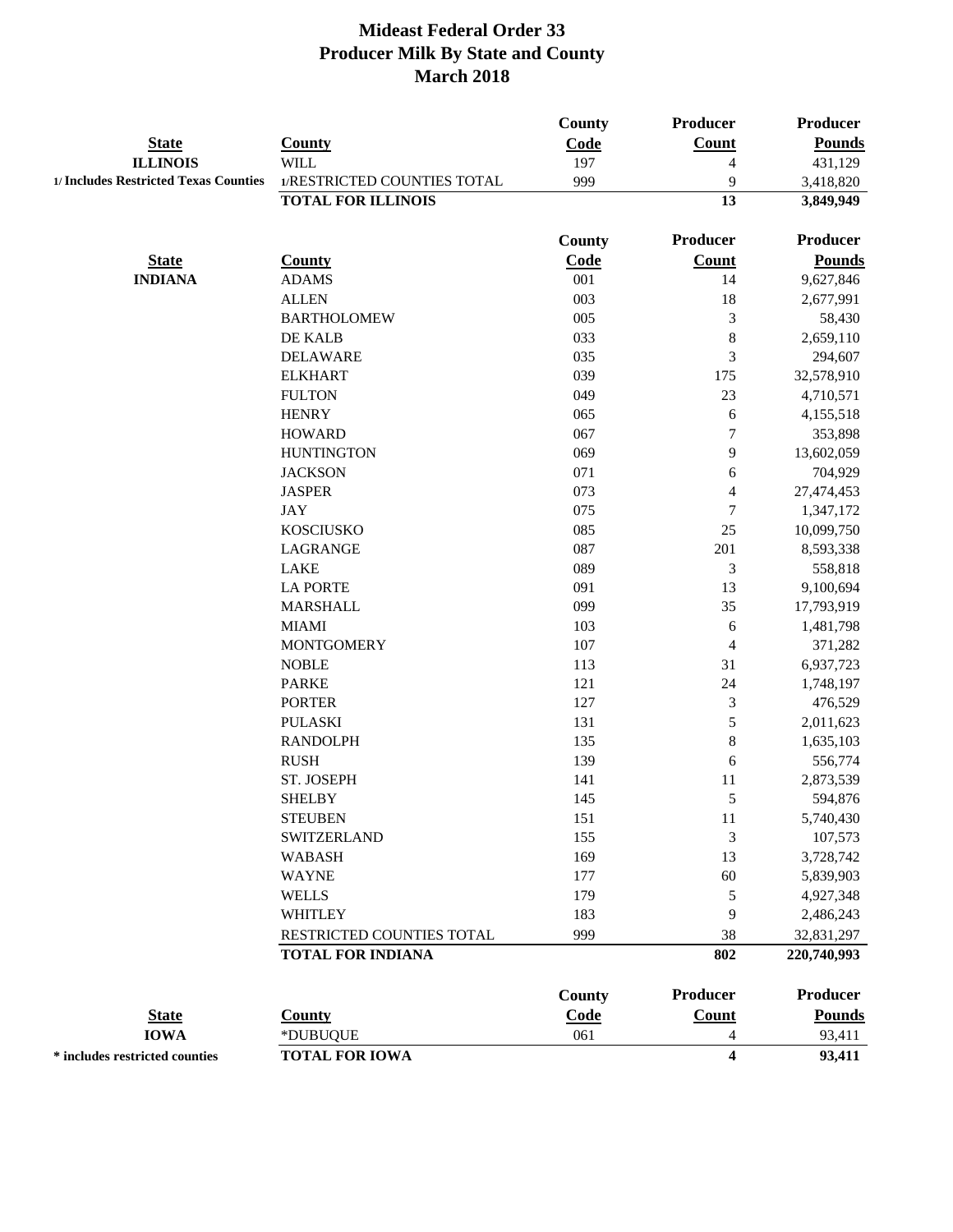# Mideast Federal Order 33
## Producer Milk By State and County
### March 2018

| State | County | County Code | Producer Count | Producer Pounds |
|---|---|---|---|---|
| **ILLINOIS** | WILL | 197 | 4 | 431,129 |
| 1/ Includes Restricted Texas Counties | 1/RESTRICTED COUNTIES TOTAL | 999 | 9 | 3,418,820 |
| | **TOTAL FOR ILLINOIS** | | **13** | **3,849,949** |

| State | County | County Code | Producer Count | Producer Pounds |
|---|---|---|---|---|
| **INDIANA** | ADAMS | 001 | 14 | 9,627,846 |
| | ALLEN | 003 | 18 | 2,677,991 |
| | BARTHOLOMEW | 005 | 3 | 58,430 |
| | DE KALB | 033 | 8 | 2,659,110 |
| | DELAWARE | 035 | 3 | 294,607 |
| | ELKHART | 039 | 175 | 32,578,910 |
| | FULTON | 049 | 23 | 4,710,571 |
| | HENRY | 065 | 6 | 4,155,518 |
| | HOWARD | 067 | 7 | 353,898 |
| | HUNTINGTON | 069 | 9 | 13,602,059 |
| | JACKSON | 071 | 6 | 704,929 |
| | JASPER | 073 | 4 | 27,474,453 |
| | JAY | 075 | 7 | 1,347,172 |
| | KOSCIUSKO | 085 | 25 | 10,099,750 |
| | LAGRANGE | 087 | 201 | 8,593,338 |
| | LAKE | 089 | 3 | 558,818 |
| | LA PORTE | 091 | 13 | 9,100,694 |
| | MARSHALL | 099 | 35 | 17,793,919 |
| | MIAMI | 103 | 6 | 1,481,798 |
| | MONTGOMERY | 107 | 4 | 371,282 |
| | NOBLE | 113 | 31 | 6,937,723 |
| | PARKE | 121 | 24 | 1,748,197 |
| | PORTER | 127 | 3 | 476,529 |
| | PULASKI | 131 | 5 | 2,011,623 |
| | RANDOLPH | 135 | 8 | 1,635,103 |
| | RUSH | 139 | 6 | 556,774 |
| | ST. JOSEPH | 141 | 11 | 2,873,539 |
| | SHELBY | 145 | 5 | 594,876 |
| | STEUBEN | 151 | 11 | 5,740,430 |
| | SWITZERLAND | 155 | 3 | 107,573 |
| | WABASH | 169 | 13 | 3,728,742 |
| | WAYNE | 177 | 60 | 5,839,903 |
| | WELLS | 179 | 5 | 4,927,348 |
| | WHITLEY | 183 | 9 | 2,486,243 |
| | RESTRICTED COUNTIES TOTAL | 999 | 38 | 32,831,297 |
| | **TOTAL FOR INDIANA** | | **802** | **220,740,993** |

| State | County | County Code | Producer Count | Producer Pounds |
|---|---|---|---|---|
| **IOWA** | *DUBUQUE | 061 | 4 | 93,411 |
| * includes restricted counties | **TOTAL FOR IOWA** | | **4** | **93,411** |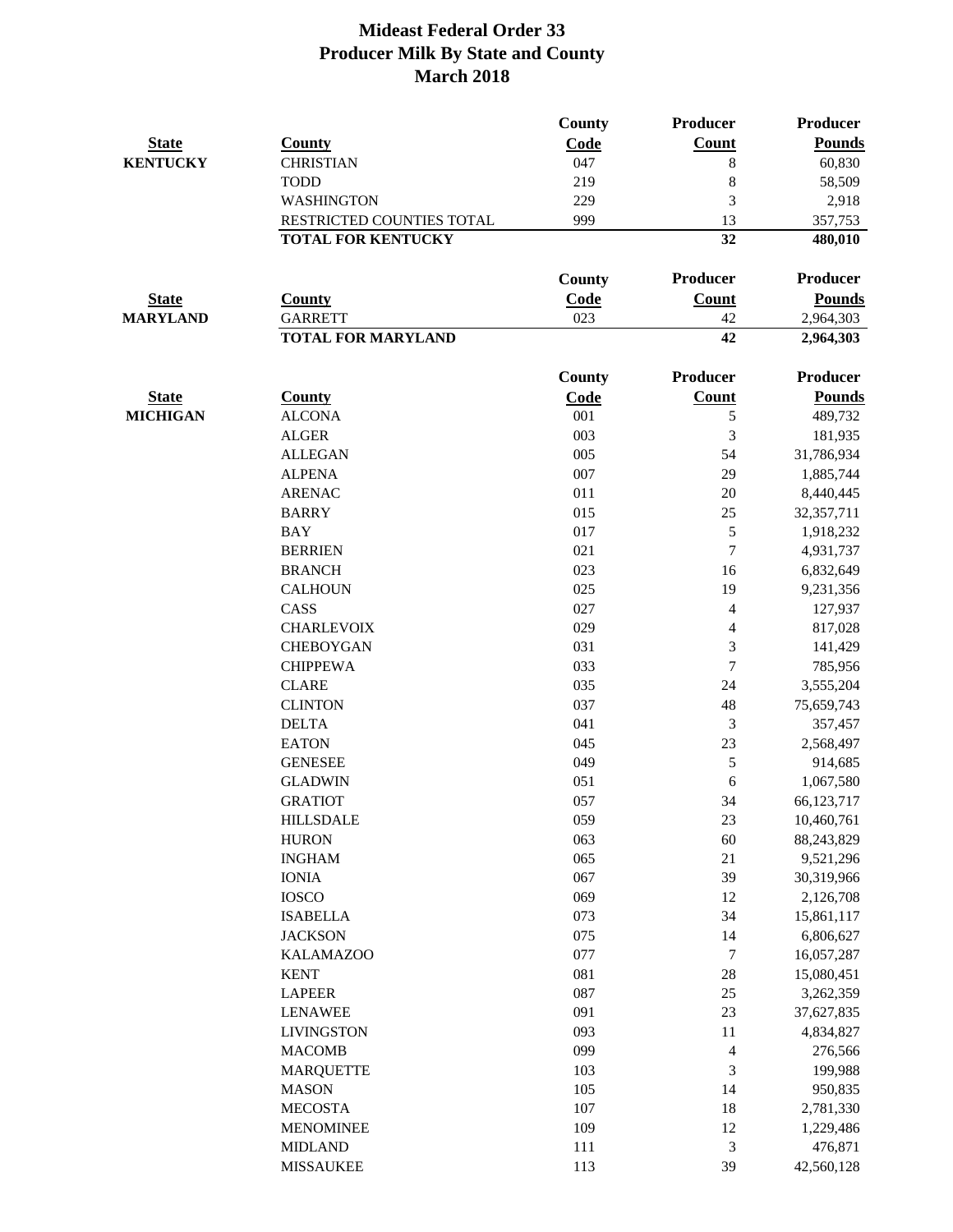# Mideast Federal Order 33
## Producer Milk By State and County
## March 2018

| State | County | County Code | Producer Count | Producer Pounds |
|---|---|---|---|---|
| **KENTUCKY** | CHRISTIAN | 047 | 8 | 60,830 |
| | TODD | 219 | 8 | 58,509 |
| | WASHINGTON | 229 | 3 | 2,918 |
| | RESTRICTED COUNTIES TOTAL | 999 | 13 | 357,753 |
| | **TOTAL FOR KENTUCKY** | | **32** | **480,010** |

| State | County | County Code | Producer Count | Producer Pounds |
|---|---|---|---|---|
| **MARYLAND** | GARRETT | 023 | 42 | 2,964,303 |
| | **TOTAL FOR MARYLAND** | | **42** | **2,964,303** |

| State | County | County Code | Producer Count | Producer Pounds |
|---|---|---|---|---|
| **MICHIGAN** | ALCONA | 001 | 5 | 489,732 |
| | ALGER | 003 | 3 | 181,935 |
| | ALLEGAN | 005 | 54 | 31,786,934 |
| | ALPENA | 007 | 29 | 1,885,744 |
| | ARENAC | 011 | 20 | 8,440,445 |
| | BARRY | 015 | 25 | 32,357,711 |
| | BAY | 017 | 5 | 1,918,232 |
| | BERRIEN | 021 | 7 | 4,931,737 |
| | BRANCH | 023 | 16 | 6,832,649 |
| | CALHOUN | 025 | 19 | 9,231,356 |
| | CASS | 027 | 4 | 127,937 |
| | CHARLEVOIX | 029 | 4 | 817,028 |
| | CHEBOYGAN | 031 | 3 | 141,429 |
| | CHIPPEWA | 033 | 7 | 785,956 |
| | CLARE | 035 | 24 | 3,555,204 |
| | CLINTON | 037 | 48 | 75,659,743 |
| | DELTA | 041 | 3 | 357,457 |
| | EATON | 045 | 23 | 2,568,497 |
| | GENESEE | 049 | 5 | 914,685 |
| | GLADWIN | 051 | 6 | 1,067,580 |
| | GRATIOT | 057 | 34 | 66,123,717 |
| | HILLSDALE | 059 | 23 | 10,460,761 |
| | HURON | 063 | 60 | 88,243,829 |
| | INGHAM | 065 | 21 | 9,521,296 |
| | IONIA | 067 | 39 | 30,319,966 |
| | IOSCO | 069 | 12 | 2,126,708 |
| | ISABELLA | 073 | 34 | 15,861,117 |
| | JACKSON | 075 | 14 | 6,806,627 |
| | KALAMAZOO | 077 | 7 | 16,057,287 |
| | KENT | 081 | 28 | 15,080,451 |
| | LAPEER | 087 | 25 | 3,262,359 |
| | LENAWEE | 091 | 23 | 37,627,835 |
| | LIVINGSTON | 093 | 11 | 4,834,827 |
| | MACOMB | 099 | 4 | 276,566 |
| | MARQUETTE | 103 | 3 | 199,988 |
| | MASON | 105 | 14 | 950,835 |
| | MECOSTA | 107 | 18 | 2,781,330 |
| | MENOMINEE | 109 | 12 | 1,229,486 |
| | MIDLAND | 111 | 3 | 476,871 |
| | MISSAUKEE | 113 | 39 | 42,560,128 |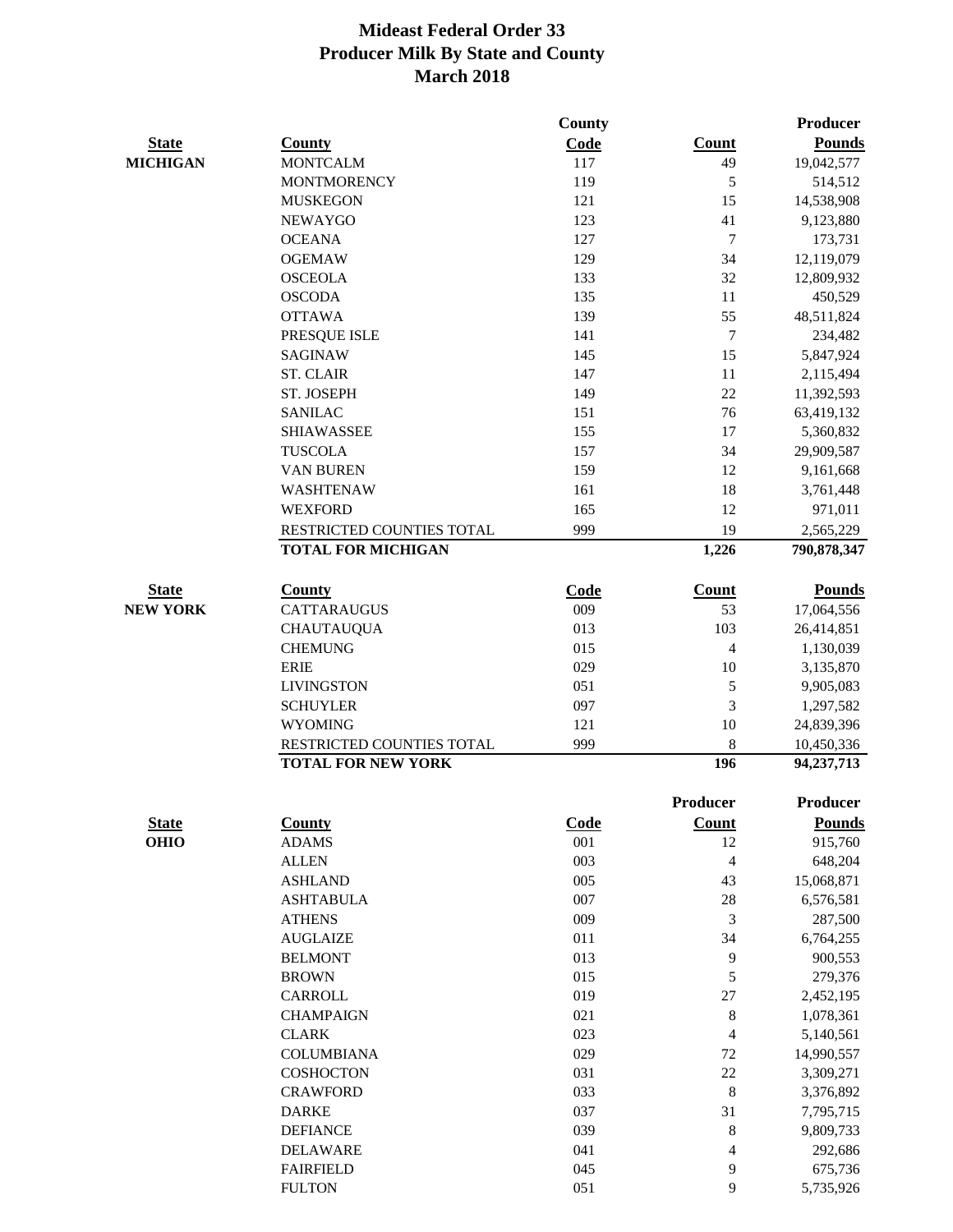# Mideast Federal Order 33
# Producer Milk By State and County
# March 2018

| State | County | County Code | Count | Producer Pounds |
|---|---|---|---|---|
| MICHIGAN | MONTCALM | 117 | 49 | 19,042,577 |
| | MONTMORENCY | 119 | 5 | 514,512 |
| | MUSKEGON | 121 | 15 | 14,538,908 |
| | NEWAYGO | 123 | 41 | 9,123,880 |
| | OCEANA | 127 | 7 | 173,731 |
| | OGEMAW | 129 | 34 | 12,119,079 |
| | OSCEOLA | 133 | 32 | 12,809,932 |
| | OSCODA | 135 | 11 | 450,529 |
| | OTTAWA | 139 | 55 | 48,511,824 |
| | PRESQUE ISLE | 141 | 7 | 234,482 |
| | SAGINAW | 145 | 15 | 5,847,924 |
| | ST. CLAIR | 147 | 11 | 2,115,494 |
| | ST. JOSEPH | 149 | 22 | 11,392,593 |
| | SANILAC | 151 | 76 | 63,419,132 |
| | SHIAWASSEE | 155 | 17 | 5,360,832 |
| | TUSCOLA | 157 | 34 | 29,909,587 |
| | VAN BUREN | 159 | 12 | 9,161,668 |
| | WASHTENAW | 161 | 18 | 3,761,448 |
| | WEXFORD | 165 | 12 | 971,011 |
| | RESTRICTED COUNTIES TOTAL | 999 | 19 | 2,565,229 |
| | **TOTAL FOR MICHIGAN** | | **1,226** | **790,878,347** |

| State | County | Code | Count | Pounds |
|---|---|---|---|---|
| NEW YORK | CATTARAUGUS | 009 | 53 | 17,064,556 |
| | CHAUTAUQUA | 013 | 103 | 26,414,851 |
| | CHEMUNG | 015 | 4 | 1,130,039 |
| | ERIE | 029 | 10 | 3,135,870 |
| | LIVINGSTON | 051 | 5 | 9,905,083 |
| | SCHUYLER | 097 | 3 | 1,297,582 |
| | WYOMING | 121 | 10 | 24,839,396 |
| | RESTRICTED COUNTIES TOTAL | 999 | 8 | 10,450,336 |
| | **TOTAL FOR NEW YORK** | | **196** | **94,237,713** |

| State | County | Code | Producer Count | Producer Pounds |
|---|---|---|---|---|
| OHIO | ADAMS | 001 | 12 | 915,760 |
| | ALLEN | 003 | 4 | 648,204 |
| | ASHLAND | 005 | 43 | 15,068,871 |
| | ASHTABULA | 007 | 28 | 6,576,581 |
| | ATHENS | 009 | 3 | 287,500 |
| | AUGLAIZE | 011 | 34 | 6,764,255 |
| | BELMONT | 013 | 9 | 900,553 |
| | BROWN | 015 | 5 | 279,376 |
| | CARROLL | 019 | 27 | 2,452,195 |
| | CHAMPAIGN | 021 | 8 | 1,078,361 |
| | CLARK | 023 | 4 | 5,140,561 |
| | COLUMBIANA | 029 | 72 | 14,990,557 |
| | COSHOCTON | 031 | 22 | 3,309,271 |
| | CRAWFORD | 033 | 8 | 3,376,892 |
| | DARKE | 037 | 31 | 7,795,715 |
| | DEFIANCE | 039 | 8 | 9,809,733 |
| | DELAWARE | 041 | 4 | 292,686 |
| | FAIRFIELD | 045 | 9 | 675,736 |
| | FULTON | 051 | 9 | 5,735,926 |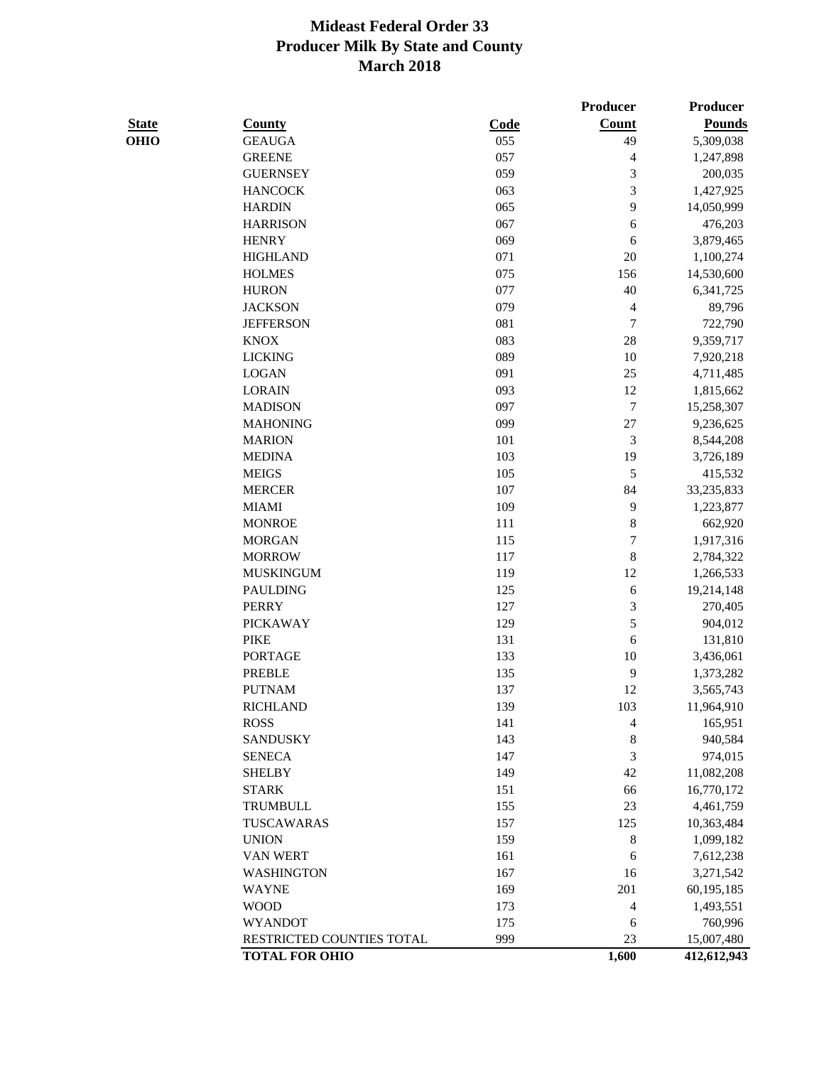# Mideast Federal Order 33
## Producer Milk By State and County
### March 2018

| State | County | Code | Producer Count | Producer Pounds |
|---|---|---|---|---|
| OHIO | GEAUGA | 055 | 49 | 5,309,038 |
| | GREENE | 057 | 4 | 1,247,898 |
| | GUERNSEY | 059 | 3 | 200,035 |
| | HANCOCK | 063 | 3 | 1,427,925 |
| | HARDIN | 065 | 9 | 14,050,999 |
| | HARRISON | 067 | 6 | 476,203 |
| | HENRY | 069 | 6 | 3,879,465 |
| | HIGHLAND | 071 | 20 | 1,100,274 |
| | HOLMES | 075 | 156 | 14,530,600 |
| | HURON | 077 | 40 | 6,341,725 |
| | JACKSON | 079 | 4 | 89,796 |
| | JEFFERSON | 081 | 7 | 722,790 |
| | KNOX | 083 | 28 | 9,359,717 |
| | LICKING | 089 | 10 | 7,920,218 |
| | LOGAN | 091 | 25 | 4,711,485 |
| | LORAIN | 093 | 12 | 1,815,662 |
| | MADISON | 097 | 7 | 15,258,307 |
| | MAHONING | 099 | 27 | 9,236,625 |
| | MARION | 101 | 3 | 8,544,208 |
| | MEDINA | 103 | 19 | 3,726,189 |
| | MEIGS | 105 | 5 | 415,532 |
| | MERCER | 107 | 84 | 33,235,833 |
| | MIAMI | 109 | 9 | 1,223,877 |
| | MONROE | 111 | 8 | 662,920 |
| | MORGAN | 115 | 7 | 1,917,316 |
| | MORROW | 117 | 8 | 2,784,322 |
| | MUSKINGUM | 119 | 12 | 1,266,533 |
| | PAULDING | 125 | 6 | 19,214,148 |
| | PERRY | 127 | 3 | 270,405 |
| | PICKAWAY | 129 | 5 | 904,012 |
| | PIKE | 131 | 6 | 131,810 |
| | PORTAGE | 133 | 10 | 3,436,061 |
| | PREBLE | 135 | 9 | 1,373,282 |
| | PUTNAM | 137 | 12 | 3,565,743 |
| | RICHLAND | 139 | 103 | 11,964,910 |
| | ROSS | 141 | 4 | 165,951 |
| | SANDUSKY | 143 | 8 | 940,584 |
| | SENECA | 147 | 3 | 974,015 |
| | SHELBY | 149 | 42 | 11,082,208 |
| | STARK | 151 | 66 | 16,770,172 |
| | TRUMBULL | 155 | 23 | 4,461,759 |
| | TUSCAWARAS | 157 | 125 | 10,363,484 |
| | UNION | 159 | 8 | 1,099,182 |
| | VAN WERT | 161 | 6 | 7,612,238 |
| | WASHINGTON | 167 | 16 | 3,271,542 |
| | WAYNE | 169 | 201 | 60,195,185 |
| | WOOD | 173 | 4 | 1,493,551 |
| | WYANDOT | 175 | 6 | 760,996 |
| | RESTRICTED COUNTIES TOTAL | 999 | 23 | 15,007,480 |
| | **TOTAL FOR OHIO** | | **1,600** | **412,612,943** |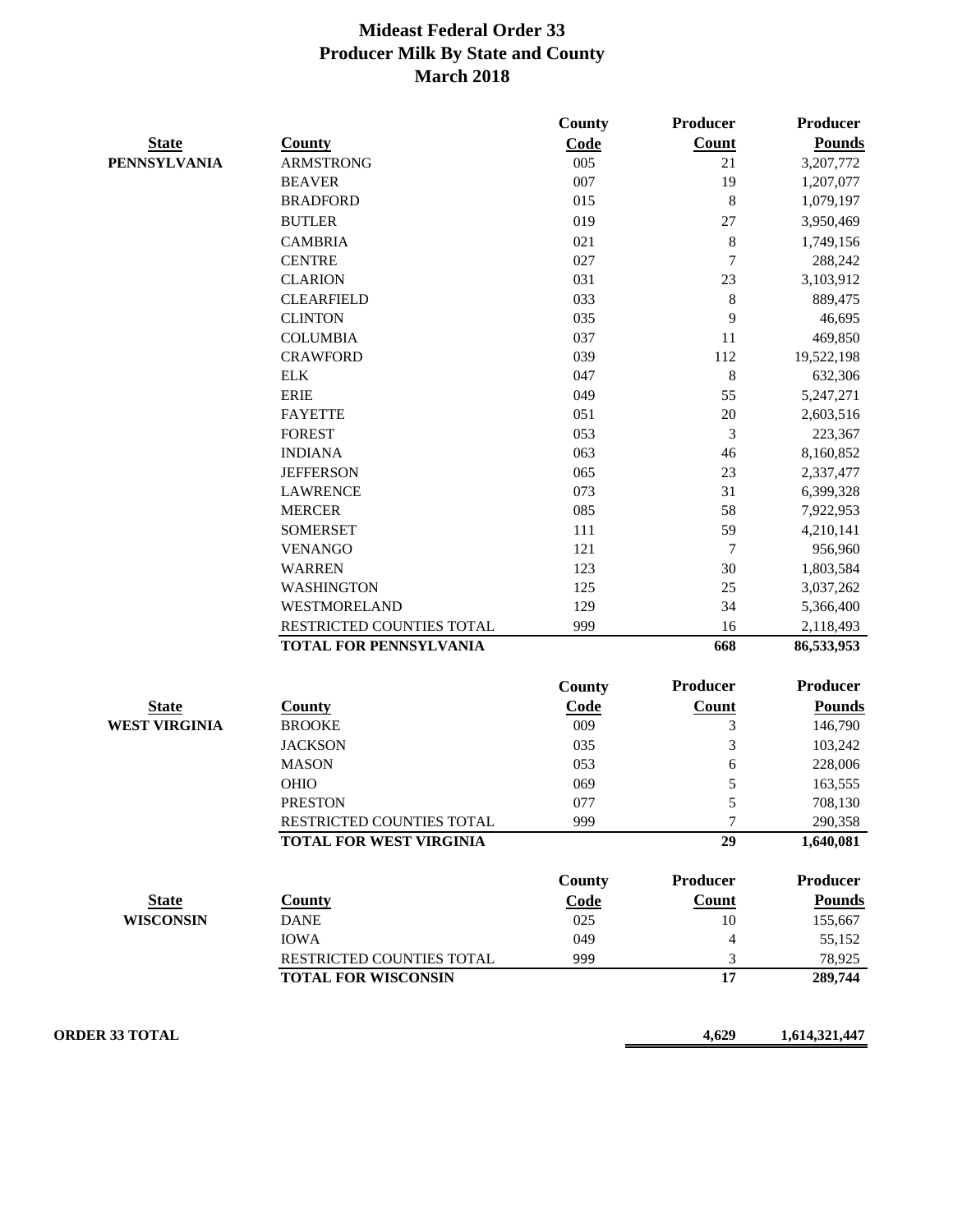# Mideast Federal Order 33
## Producer Milk By State and County
## March 2018

| State | County | County Code | Producer Count | Producer Pounds |
|---|---|---|---|---|
| PENNSYLVANIA | ARMSTRONG | 005 | 21 | 3,207,772 |
| | BEAVER | 007 | 19 | 1,207,077 |
| | BRADFORD | 015 | 8 | 1,079,197 |
| | BUTLER | 019 | 27 | 3,950,469 |
| | CAMBRIA | 021 | 8 | 1,749,156 |
| | CENTRE | 027 | 7 | 288,242 |
| | CLARION | 031 | 23 | 3,103,912 |
| | CLEARFIELD | 033 | 8 | 889,475 |
| | CLINTON | 035 | 9 | 46,695 |
| | COLUMBIA | 037 | 11 | 469,850 |
| | CRAWFORD | 039 | 112 | 19,522,198 |
| | ELK | 047 | 8 | 632,306 |
| | ERIE | 049 | 55 | 5,247,271 |
| | FAYETTE | 051 | 20 | 2,603,516 |
| | FOREST | 053 | 3 | 223,367 |
| | INDIANA | 063 | 46 | 8,160,852 |
| | JEFFERSON | 065 | 23 | 2,337,477 |
| | LAWRENCE | 073 | 31 | 6,399,328 |
| | MERCER | 085 | 58 | 7,922,953 |
| | SOMERSET | 111 | 59 | 4,210,141 |
| | VENANGO | 121 | 7 | 956,960 |
| | WARREN | 123 | 30 | 1,803,584 |
| | WASHINGTON | 125 | 25 | 3,037,262 |
| | WESTMORELAND | 129 | 34 | 5,366,400 |
| | RESTRICTED COUNTIES TOTAL | 999 | 16 | 2,118,493 |
| | **TOTAL FOR PENNSYLVANIA** | | **668** | **86,533,953** |

| State | County | County Code | Producer Count | Producer Pounds |
|---|---|---|---|---|
| WEST VIRGINIA | BROOKE | 009 | 3 | 146,790 |
| | JACKSON | 035 | 3 | 103,242 |
| | MASON | 053 | 6 | 228,006 |
| | OHIO | 069 | 5 | 163,555 |
| | PRESTON | 077 | 5 | 708,130 |
| | RESTRICTED COUNTIES TOTAL | 999 | 7 | 290,358 |
| | **TOTAL FOR WEST VIRGINIA** | | **29** | **1,640,081** |

| State | County | County Code | Producer Count | Producer Pounds |
|---|---|---|---|---|
| WISCONSIN | DANE | 025 | 10 | 155,667 |
| | IOWA | 049 | 4 | 55,152 |
| | RESTRICTED COUNTIES TOTAL | 999 | 3 | 78,925 |
| | **TOTAL FOR WISCONSIN** | | **17** | **289,744** |

| | | | | |
|---|---|---|---|---|
| **ORDER 33 TOTAL** | | | **4,629** | **1,614,321,447** |